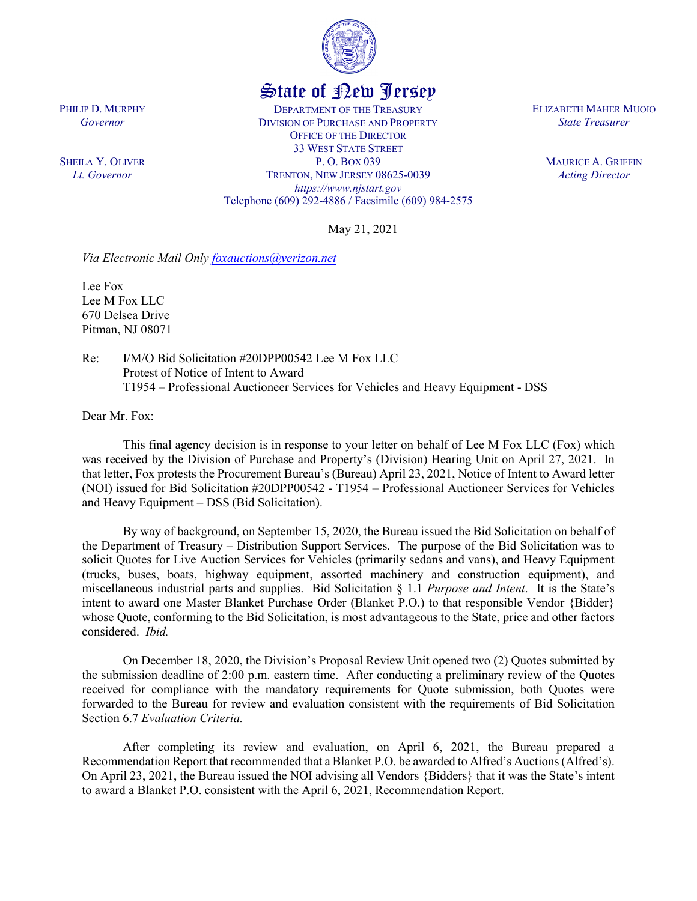State of New Jersey

PHILIP D. MURPHY
*Governor*

SHEILA Y. OLIVER
*Lt. Governor*

DEPARTMENT OF THE TREASURY
DIVISION OF PURCHASE AND PROPERTY
OFFICE OF THE DIRECTOR
33 WEST STATE STREET
P. O. BOX 039
TRENTON, NEW JERSEY 08625-0039
*https://www.njstart.gov*
Telephone (609) 292-4886 / Facsimile (609) 984-2575

ELIZABETH MAHER MUOIO
*State Treasurer*

MAURICE A. GRIFFIN
*Acting Director*

May 21, 2021

*Via Electronic Mail Only foxauctions@verizon.net*

Lee Fox
Lee M Fox LLC
670 Delsea Drive
Pitman, NJ 08071

Re: I/M/O Bid Solicitation #20DPP00542 Lee M Fox LLC
Protest of Notice of Intent to Award
T1954 – Professional Auctioneer Services for Vehicles and Heavy Equipment - DSS

Dear Mr. Fox:

This final agency decision is in response to your letter on behalf of Lee M Fox LLC (Fox) which was received by the Division of Purchase and Property's (Division) Hearing Unit on April 27, 2021. In that letter, Fox protests the Procurement Bureau's (Bureau) April 23, 2021, Notice of Intent to Award letter (NOI) issued for Bid Solicitation #20DPP00542 - T1954 – Professional Auctioneer Services for Vehicles and Heavy Equipment – DSS (Bid Solicitation).

By way of background, on September 15, 2020, the Bureau issued the Bid Solicitation on behalf of the Department of Treasury – Distribution Support Services. The purpose of the Bid Solicitation was to solicit Quotes for Live Auction Services for Vehicles (primarily sedans and vans), and Heavy Equipment (trucks, buses, boats, highway equipment, assorted machinery and construction equipment), and miscellaneous industrial parts and supplies. Bid Solicitation § 1.1 *Purpose and Intent*. It is the State's intent to award one Master Blanket Purchase Order (Blanket P.O.) to that responsible Vendor {Bidder} whose Quote, conforming to the Bid Solicitation, is most advantageous to the State, price and other factors considered. *Ibid.*

On December 18, 2020, the Division's Proposal Review Unit opened two (2) Quotes submitted by the submission deadline of 2:00 p.m. eastern time. After conducting a preliminary review of the Quotes received for compliance with the mandatory requirements for Quote submission, both Quotes were forwarded to the Bureau for review and evaluation consistent with the requirements of Bid Solicitation Section 6.7 *Evaluation Criteria.*

After completing its review and evaluation, on April 6, 2021, the Bureau prepared a Recommendation Report that recommended that a Blanket P.O. be awarded to Alfred's Auctions (Alfred's). On April 23, 2021, the Bureau issued the NOI advising all Vendors {Bidders} that it was the State's intent to award a Blanket P.O. consistent with the April 6, 2021, Recommendation Report.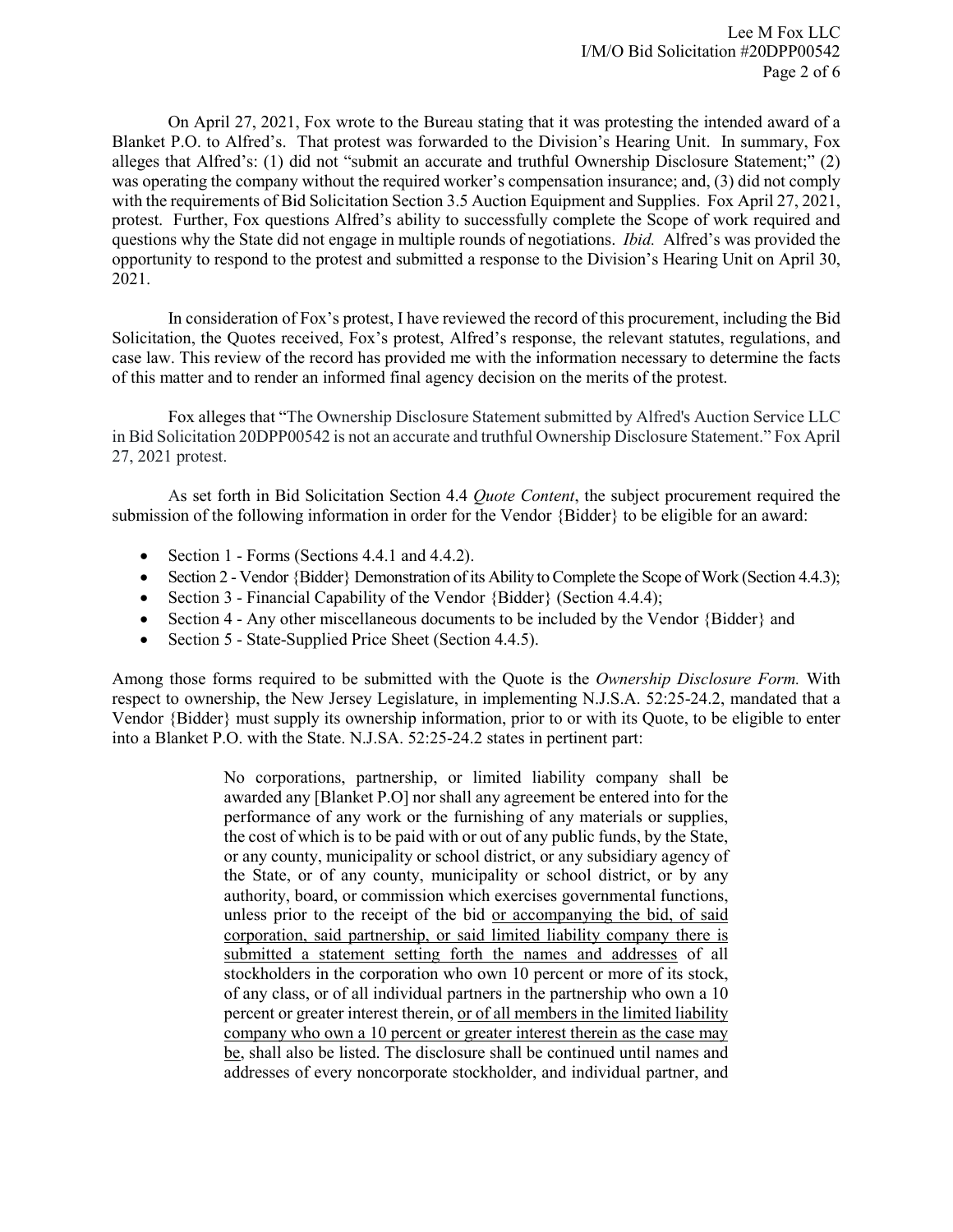On April 27, 2021, Fox wrote to the Bureau stating that it was protesting the intended award of a Blanket P.O. to Alfred's. That protest was forwarded to the Division's Hearing Unit. In summary, Fox alleges that Alfred's: (1) did not "submit an accurate and truthful Ownership Disclosure Statement;" (2) was operating the company without the required worker's compensation insurance; and, (3) did not comply with the requirements of Bid Solicitation Section 3.5 Auction Equipment and Supplies. Fox April 27, 2021, protest. Further, Fox questions Alfred's ability to successfully complete the Scope of work required and questions why the State did not engage in multiple rounds of negotiations. *Ibid.* Alfred's was provided the opportunity to respond to the protest and submitted a response to the Division's Hearing Unit on April 30, 2021.

In consideration of Fox's protest, I have reviewed the record of this procurement, including the Bid Solicitation, the Quotes received, Fox's protest, Alfred's response, the relevant statutes, regulations, and case law. This review of the record has provided me with the information necessary to determine the facts of this matter and to render an informed final agency decision on the merits of the protest.

Fox alleges that "The Ownership Disclosure Statement submitted by Alfred's Auction Service LLC in Bid Solicitation 20DPP00542 is not an accurate and truthful Ownership Disclosure Statement." Fox April 27, 2021 protest.

As set forth in Bid Solicitation Section 4.4 *Quote Content*, the subject procurement required the submission of the following information in order for the Vendor {Bidder} to be eligible for an award:

- Section 1 - Forms (Sections 4.4.1 and 4.4.2).
- Section 2 - Vendor {Bidder} Demonstration of its Ability to Complete the Scope of Work (Section 4.4.3);
- Section 3 - Financial Capability of the Vendor {Bidder} (Section 4.4.4);
- Section 4 - Any other miscellaneous documents to be included by the Vendor {Bidder} and
- Section 5 - State-Supplied Price Sheet (Section 4.4.5).

Among those forms required to be submitted with the Quote is the *Ownership Disclosure Form.* With respect to ownership, the New Jersey Legislature, in implementing N.J.S.A. 52:25-24.2, mandated that a Vendor {Bidder} must supply its ownership information, prior to or with its Quote, to be eligible to enter into a Blanket P.O. with the State. N.J.SA. 52:25-24.2 states in pertinent part:

> No corporations, partnership, or limited liability company shall be awarded any [Blanket P.O] nor shall any agreement be entered into for the performance of any work or the furnishing of any materials or supplies, the cost of which is to be paid with or out of any public funds, by the State, or any county, municipality or school district, or any subsidiary agency of the State, or of any county, municipality or school district, or by any authority, board, or commission which exercises governmental functions, unless prior to the receipt of the bid <u>or accompanying the bid, of said corporation, said partnership, or said limited liability company there is submitted a statement setting forth the names and addresses</u> of all stockholders in the corporation who own 10 percent or more of its stock, of any class, or of all individual partners in the partnership who own a 10 percent or greater interest therein, <u>or of all members in the limited liability company who own a 10 percent or greater interest therein as the case may be</u>, shall also be listed. The disclosure shall be continued until names and addresses of every noncorporate stockholder, and individual partner, and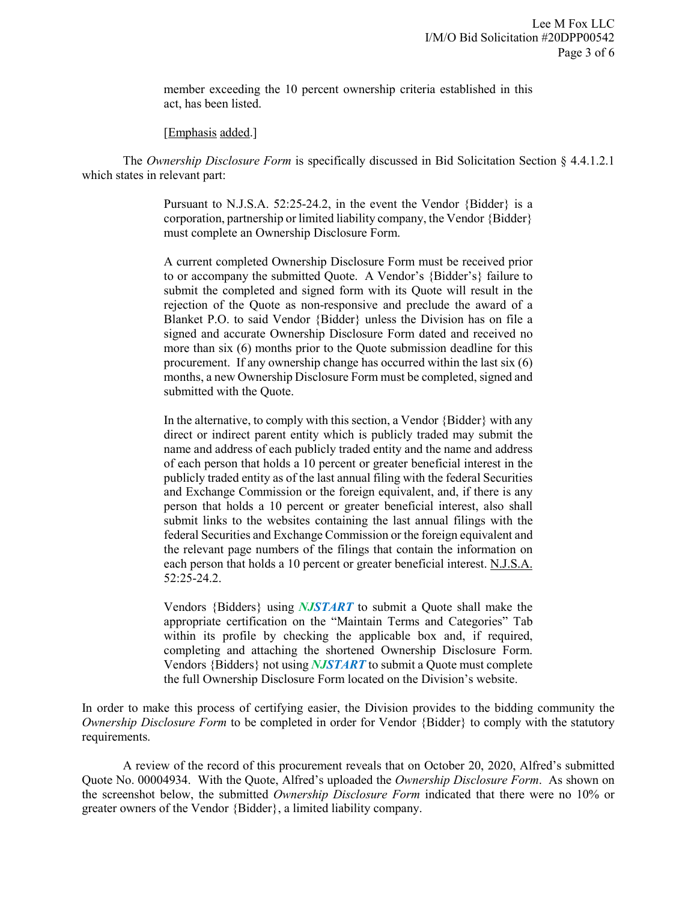> member exceeding the 10 percent ownership criteria established in this act, has been listed.
>
> [Emphasis added.]

The *Ownership Disclosure Form* is specifically discussed in Bid Solicitation Section § 4.4.1.2.1 which states in relevant part:

> Pursuant to N.J.S.A. 52:25-24.2, in the event the Vendor {Bidder} is a corporation, partnership or limited liability company, the Vendor {Bidder} must complete an Ownership Disclosure Form.
>
> A current completed Ownership Disclosure Form must be received prior to or accompany the submitted Quote. A Vendor's {Bidder's} failure to submit the completed and signed form with its Quote will result in the rejection of the Quote as non-responsive and preclude the award of a Blanket P.O. to said Vendor {Bidder} unless the Division has on file a signed and accurate Ownership Disclosure Form dated and received no more than six (6) months prior to the Quote submission deadline for this procurement. If any ownership change has occurred within the last six (6) months, a new Ownership Disclosure Form must be completed, signed and submitted with the Quote.
>
> In the alternative, to comply with this section, a Vendor {Bidder} with any direct or indirect parent entity which is publicly traded may submit the name and address of each publicly traded entity and the name and address of each person that holds a 10 percent or greater beneficial interest in the publicly traded entity as of the last annual filing with the federal Securities and Exchange Commission or the foreign equivalent, and, if there is any person that holds a 10 percent or greater beneficial interest, also shall submit links to the websites containing the last annual filings with the federal Securities and Exchange Commission or the foreign equivalent and the relevant page numbers of the filings that contain the information on each person that holds a 10 percent or greater beneficial interest. N.J.S.A. 52:25-24.2.
>
> Vendors {Bidders} using ***NJSTART*** to submit a Quote shall make the appropriate certification on the "Maintain Terms and Categories" Tab within its profile by checking the applicable box and, if required, completing and attaching the shortened Ownership Disclosure Form. Vendors {Bidders} not using ***NJSTART*** to submit a Quote must complete the full Ownership Disclosure Form located on the Division's website.

In order to make this process of certifying easier, the Division provides to the bidding community the *Ownership Disclosure Form* to be completed in order for Vendor {Bidder} to comply with the statutory requirements.

A review of the record of this procurement reveals that on October 20, 2020, Alfred's submitted Quote No. 00004934. With the Quote, Alfred's uploaded the *Ownership Disclosure Form*. As shown on the screenshot below, the submitted *Ownership Disclosure Form* indicated that there were no 10% or greater owners of the Vendor {Bidder}, a limited liability company.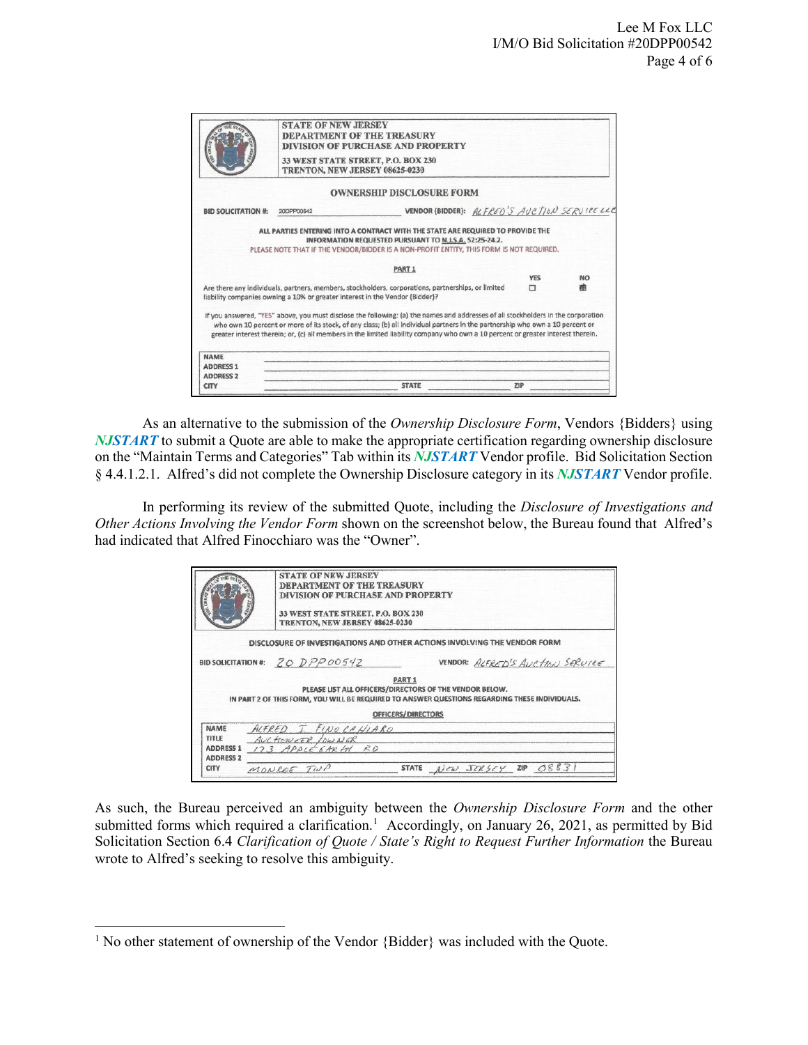STATE OF NEW JERSEY
DEPARTMENT OF THE TREASURY
DIVISION OF PURCHASE AND PROPERTY
33 WEST STATE STREET, P.O. BOX 230
TRENTON, NEW JERSEY 08625-0230

**OWNERSHIP DISCLOSURE FORM**

BID SOLICITATION #: 20DPP00542 VENDOR {BIDDER}: ALFRED'S AUCTION SERVICE LLC

ALL PARTIES ENTERING INTO A CONTRACT WITH THE STATE ARE REQUIRED TO PROVIDE THE INFORMATION REQUESTED PURSUANT TO N.J.S.A. 52:25-24.2.
PLEASE NOTE THAT IF THE VENDOR/BIDDER IS A NON-PROFIT ENTITY, THIS FORM IS NOT REQUIRED.

PART 1

| | YES | NO |
|---|---|---|
| Are there any individuals, partners, members, stockholders, corporations, partnerships, or limited liability companies owning a 10% or greater interest in the Vendor {Bidder}? | ☐ | ☒ |

If you answered, "YES" above, you must disclose the following: (a) the names and addresses of all stockholders in the corporation who own 10 percent or more of its stock, of any class; (b) all individual partners in the partnership who own a 10 percent or greater interest therein; or, (c) all members in the limited liability company who own a 10 percent or greater interest therein.

NAME
ADDRESS 1
ADDRESS 2
CITY STATE ZIP

As an alternative to the submission of the *Ownership Disclosure Form*, Vendors {Bidders} using ***NJSTART*** to submit a Quote are able to make the appropriate certification regarding ownership disclosure on the "Maintain Terms and Categories" Tab within its ***NJSTART*** Vendor profile. Bid Solicitation Section § 4.4.1.2.1. Alfred's did not complete the Ownership Disclosure category in its ***NJSTART*** Vendor profile.

In performing its review of the submitted Quote, including the *Disclosure of Investigations and Other Actions Involving the Vendor Form* shown on the screenshot below, the Bureau found that Alfred's had indicated that Alfred Finocchiaro was the "Owner".

STATE OF NEW JERSEY
DEPARTMENT OF THE TREASURY
DIVISION OF PURCHASE AND PROPERTY
33 WEST STATE STREET, P.O. BOX 230
TRENTON, NEW JERSEY 08625-0230

**DISCLOSURE OF INVESTIGATIONS AND OTHER ACTIONS INVOLVING THE VENDOR FORM**

BID SOLICITATION #: 20DPP00542 VENDOR: ALFRED'S AUCTION SERVICE

PART 1
PLEASE LIST ALL OFFICERS/DIRECTORS OF THE VENDOR BELOW.
IN PART 2 OF THIS FORM, YOU WILL BE REQUIRED TO ANSWER QUESTIONS REGARDING THESE INDIVIDUALS.

OFFICERS/DIRECTORS

NAME: ALFRED J. FINOCCHIARO
TITLE: AUCTIONEER/OWNER
ADDRESS 1: 173 APPLEGARTH RD
ADDRESS 2:
CITY: MONROE TWP STATE: NEW JERSEY ZIP: 08831

As such, the Bureau perceived an ambiguity between the *Ownership Disclosure Form* and the other submitted forms which required a clarification.[1] Accordingly, on January 26, 2021, as permitted by Bid Solicitation Section 6.4 *Clarification of Quote / State's Right to Request Further Information* the Bureau wrote to Alfred's seeking to resolve this ambiguity.

[1] No other statement of ownership of the Vendor {Bidder} was included with the Quote.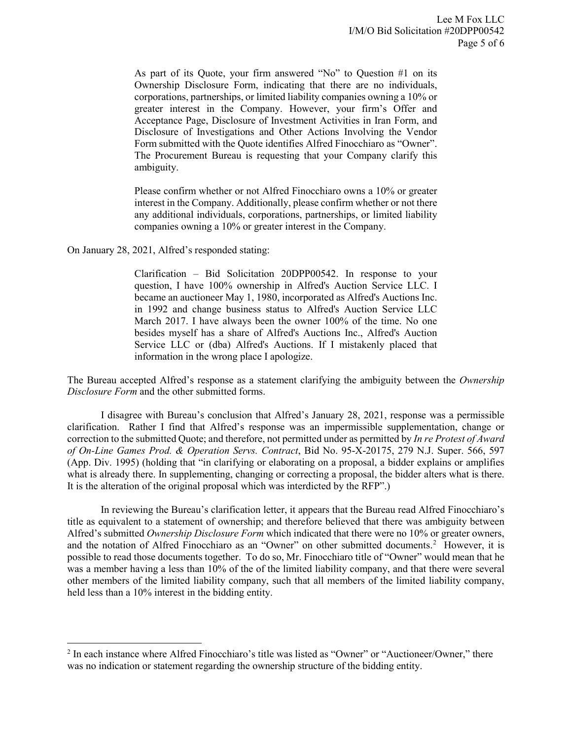> As part of its Quote, your firm answered "No" to Question #1 on its Ownership Disclosure Form, indicating that there are no individuals, corporations, partnerships, or limited liability companies owning a 10% or greater interest in the Company. However, your firm's Offer and Acceptance Page, Disclosure of Investment Activities in Iran Form, and Disclosure of Investigations and Other Actions Involving the Vendor Form submitted with the Quote identifies Alfred Finocchiaro as "Owner". The Procurement Bureau is requesting that your Company clarify this ambiguity.
>
> Please confirm whether or not Alfred Finocchiaro owns a 10% or greater interest in the Company. Additionally, please confirm whether or not there any additional individuals, corporations, partnerships, or limited liability companies owning a 10% or greater interest in the Company.

On January 28, 2021, Alfred's responded stating:

> Clarification – Bid Solicitation 20DPP00542. In response to your question, I have 100% ownership in Alfred's Auction Service LLC. I became an auctioneer May 1, 1980, incorporated as Alfred's Auctions Inc. in 1992 and change business status to Alfred's Auction Service LLC March 2017. I have always been the owner 100% of the time. No one besides myself has a share of Alfred's Auctions Inc., Alfred's Auction Service LLC or (dba) Alfred's Auctions. If I mistakenly placed that information in the wrong place I apologize.

The Bureau accepted Alfred's response as a statement clarifying the ambiguity between the *Ownership Disclosure Form* and the other submitted forms.

I disagree with Bureau's conclusion that Alfred's January 28, 2021, response was a permissible clarification. Rather I find that Alfred's response was an impermissible supplementation, change or correction to the submitted Quote; and therefore, not permitted under as permitted by *In re Protest of Award of On-Line Games Prod. & Operation Servs. Contract*, Bid No. 95-X-20175, 279 N.J. Super. 566, 597 (App. Div. 1995) (holding that "in clarifying or elaborating on a proposal, a bidder explains or amplifies what is already there. In supplementing, changing or correcting a proposal, the bidder alters what is there. It is the alteration of the original proposal which was interdicted by the RFP".)

In reviewing the Bureau's clarification letter, it appears that the Bureau read Alfred Finocchiaro's title as equivalent to a statement of ownership; and therefore believed that there was ambiguity between Alfred's submitted *Ownership Disclosure Form* which indicated that there were no 10% or greater owners, and the notation of Alfred Finocchiaro as an "Owner" on other submitted documents.[2] However, it is possible to read those documents together. To do so, Mr. Finocchiaro title of "Owner" would mean that he was a member having a less than 10% of the of the limited liability company, and that there were several other members of the limited liability company, such that all members of the limited liability company, held less than a 10% interest in the bidding entity.

[2] In each instance where Alfred Finocchiaro's title was listed as "Owner" or "Auctioneer/Owner," there was no indication or statement regarding the ownership structure of the bidding entity.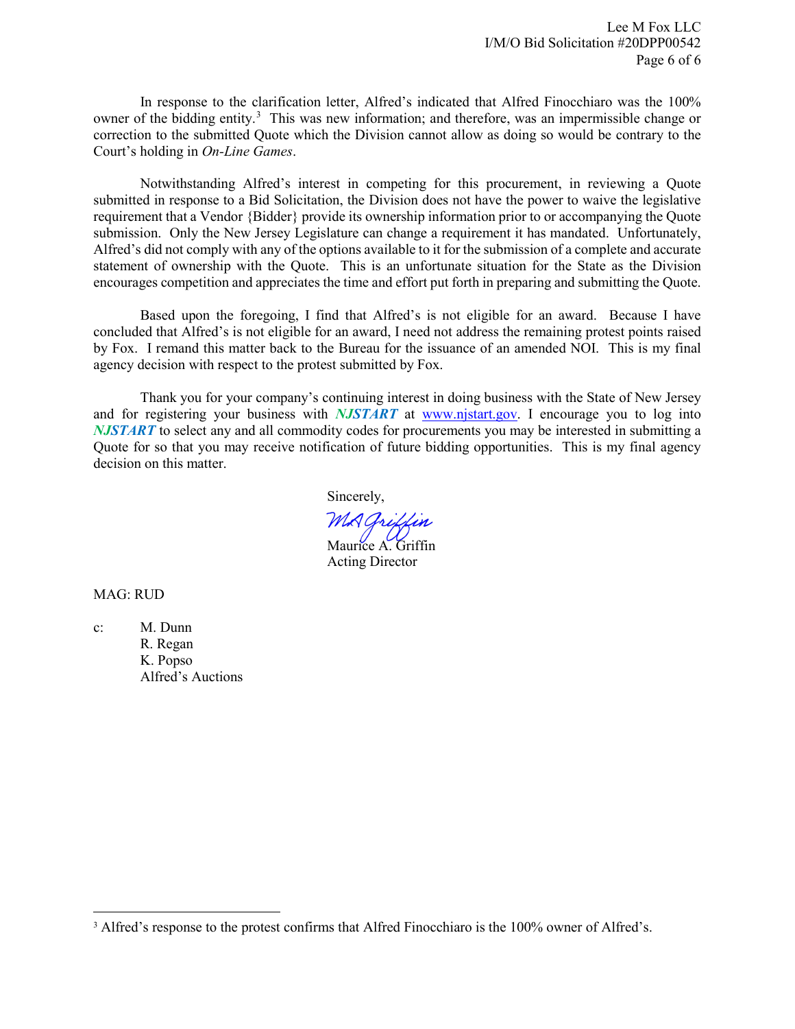In response to the clarification letter, Alfred's indicated that Alfred Finocchiaro was the 100% owner of the bidding entity.[3] This was new information; and therefore, was an impermissible change or correction to the submitted Quote which the Division cannot allow as doing so would be contrary to the Court's holding in *On-Line Games*.

Notwithstanding Alfred's interest in competing for this procurement, in reviewing a Quote submitted in response to a Bid Solicitation, the Division does not have the power to waive the legislative requirement that a Vendor {Bidder} provide its ownership information prior to or accompanying the Quote submission. Only the New Jersey Legislature can change a requirement it has mandated. Unfortunately, Alfred's did not comply with any of the options available to it for the submission of a complete and accurate statement of ownership with the Quote. This is an unfortunate situation for the State as the Division encourages competition and appreciates the time and effort put forth in preparing and submitting the Quote.

Based upon the foregoing, I find that Alfred's is not eligible for an award. Because I have concluded that Alfred's is not eligible for an award, I need not address the remaining protest points raised by Fox. I remand this matter back to the Bureau for the issuance of an amended NOI. This is my final agency decision with respect to the protest submitted by Fox.

Thank you for your company's continuing interest in doing business with the State of New Jersey and for registering your business with ***NJSTART*** at www.njstart.gov. I encourage you to log into ***NJSTART*** to select any and all commodity codes for procurements you may be interested in submitting a Quote for so that you may receive notification of future bidding opportunities. This is my final agency decision on this matter.

Sincerely,

*MA Griffin*

Maurice A. Griffin
Acting Director

MAG: RUD

c: M. Dunn
R. Regan
K. Popso
Alfred's Auctions

---

[3] Alfred's response to the protest confirms that Alfred Finocchiaro is the 100% owner of Alfred's.